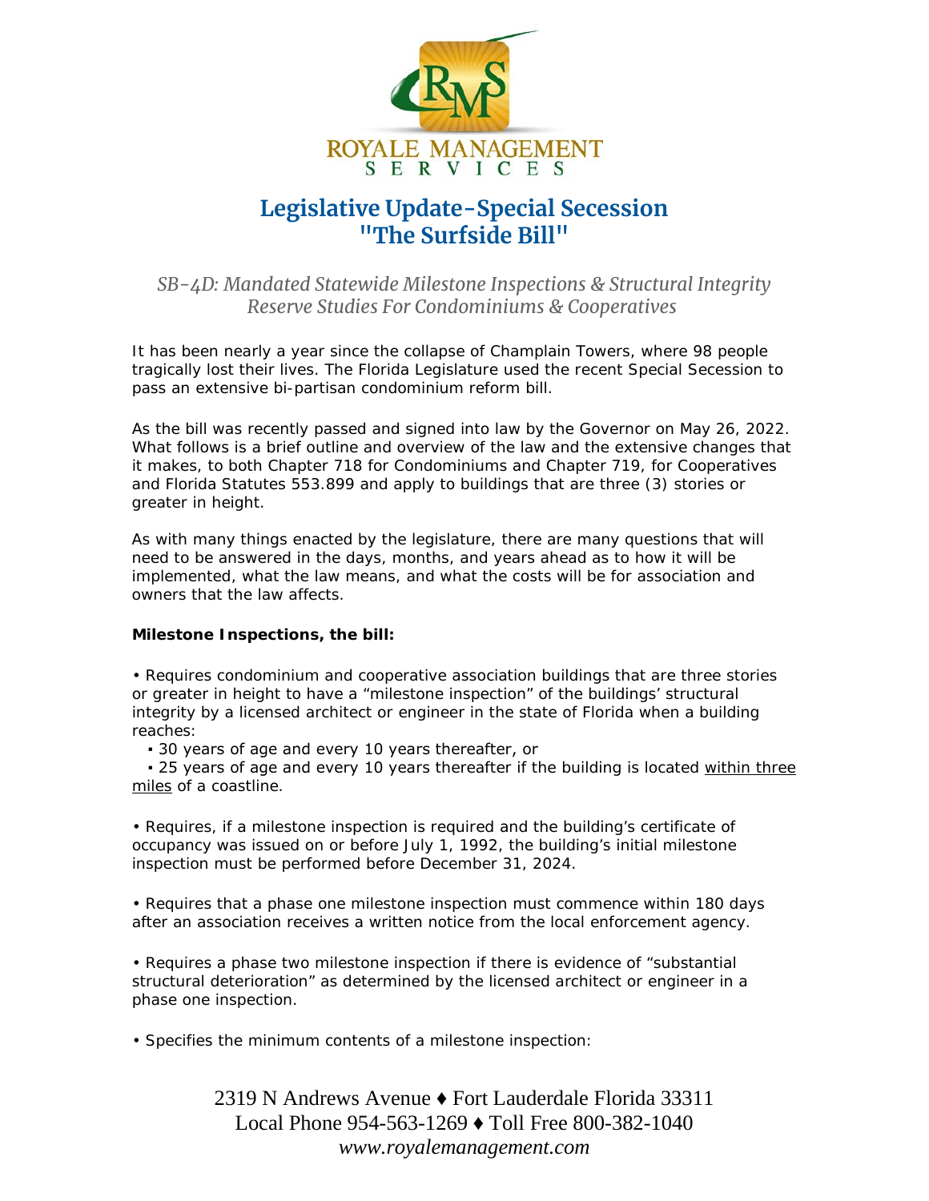ROYALE MANAGEMENT SERVICES

# Legislative Update-Special Secession "The Surfside Bill"

*SB-4D: Mandated Statewide Milestone Inspections & Structural Integrity Reserve Studies For Condominiums & Cooperatives*

It has been nearly a year since the collapse of Champlain Towers, where 98 people tragically lost their lives. The Florida Legislature used the recent Special Secession to pass an extensive bi-partisan condominium reform bill.

As the bill was recently passed and signed into law by the Governor on May 26, 2022. What follows is a brief outline and overview of the law and the extensive changes that it makes, to both Chapter 718 for Condominiums and Chapter 719, for Cooperatives and Florida Statutes 553.899 and apply to buildings that are three (3) stories or greater in height.

As with many things enacted by the legislature, there are many questions that will need to be answered in the days, months, and years ahead as to how it will be implemented, what the law means, and what the costs will be for association and owners that the law affects.

**Milestone Inspections, the bill:**

- Requires condominium and cooperative association buildings that are three stories or greater in height to have a "milestone inspection" of the buildings' structural integrity by a licensed architect or engineer in the state of Florida when a building reaches:
  - 30 years of age and every 10 years thereafter, or
  - 25 years of age and every 10 years thereafter if the building is located <u>within three miles</u> of a coastline.

- Requires, if a milestone inspection is required and the building's certificate of occupancy was issued on or before July 1, 1992, the building's initial milestone inspection must be performed before December 31, 2024.

- Requires that a phase one milestone inspection must commence within 180 days after an association receives a written notice from the local enforcement agency.

- Requires a phase two milestone inspection if there is evidence of "substantial structural deterioration" as determined by the licensed architect or engineer in a phase one inspection.

- Specifies the minimum contents of a milestone inspection:

2319 N Andrews Avenue ♦ Fort Lauderdale Florida 33311
Local Phone 954-563-1269 ♦ Toll Free 800-382-1040
*www.royalemanagement.com*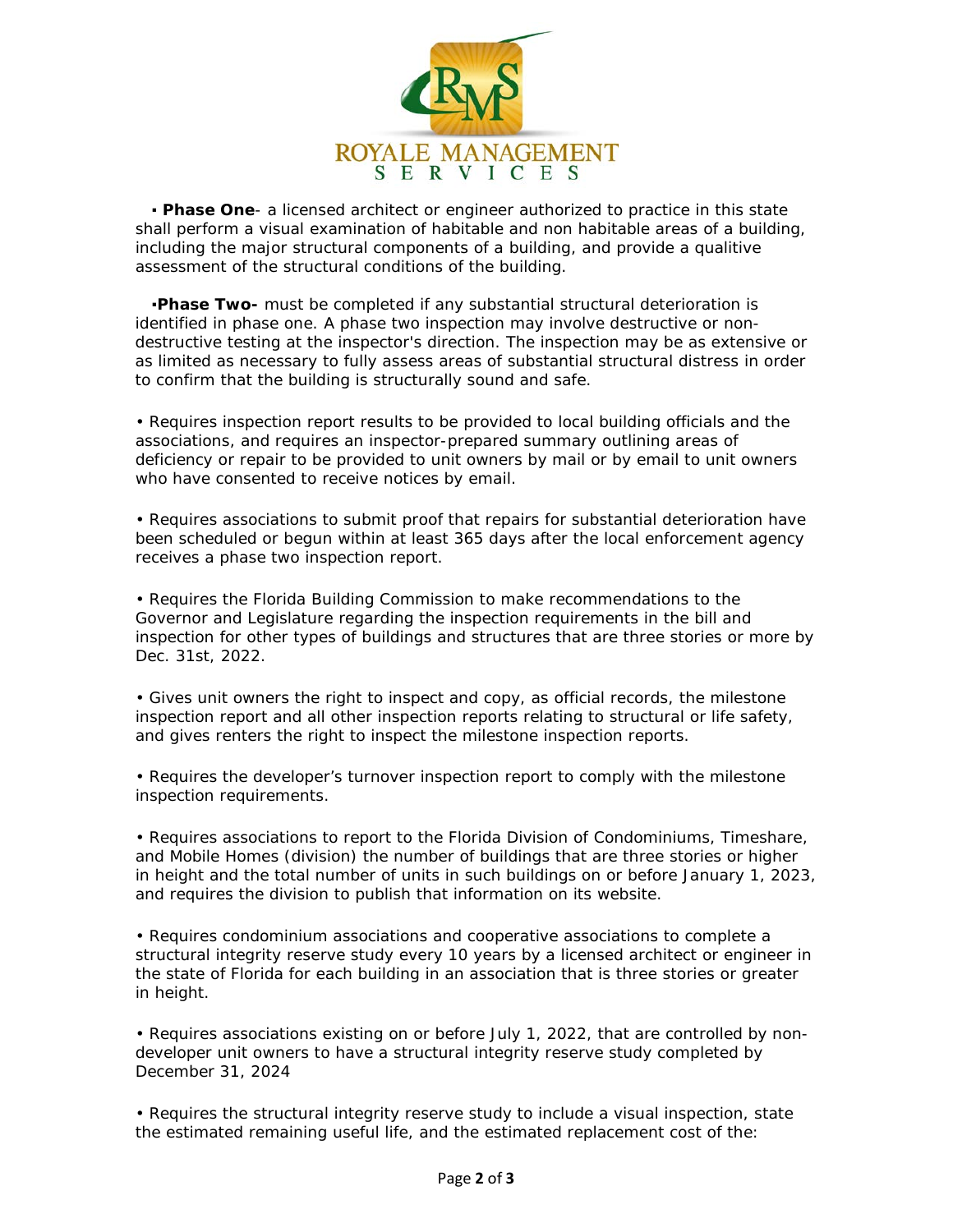▪ **Phase One**- a licensed architect or engineer authorized to practice in this state shall perform a visual examination of habitable and non habitable areas of a building, including the major structural components of a building, and provide a qualitive assessment of the structural conditions of the building.

▪**Phase Two-** must be completed if any substantial structural deterioration is identified in phase one. A phase two inspection may involve destructive or non-destructive testing at the inspector's direction. The inspection may be as extensive or as limited as necessary to fully assess areas of substantial structural distress in order to confirm that the building is structurally sound and safe.

• Requires inspection report results to be provided to local building officials and the associations, and requires an inspector-prepared summary outlining areas of deficiency or repair to be provided to unit owners by mail or by email to unit owners who have consented to receive notices by email.

• Requires associations to submit proof that repairs for substantial deterioration have been scheduled or begun within at least 365 days after the local enforcement agency receives a phase two inspection report.

• Requires the Florida Building Commission to make recommendations to the Governor and Legislature regarding the inspection requirements in the bill and inspection for other types of buildings and structures that are three stories or more by Dec. 31st, 2022.

• Gives unit owners the right to inspect and copy, as official records, the milestone inspection report and all other inspection reports relating to structural or life safety, and gives renters the right to inspect the milestone inspection reports.

• Requires the developer's turnover inspection report to comply with the milestone inspection requirements.

• Requires associations to report to the Florida Division of Condominiums, Timeshare, and Mobile Homes (division) the number of buildings that are three stories or higher in height and the total number of units in such buildings on or before January 1, 2023, and requires the division to publish that information on its website.

• Requires condominium associations and cooperative associations to complete a structural integrity reserve study every 10 years by a licensed architect or engineer in the state of Florida for each building in an association that is three stories or greater in height.

• Requires associations existing on or before July 1, 2022, that are controlled by non-developer unit owners to have a structural integrity reserve study completed by December 31, 2024

• Requires the structural integrity reserve study to include a visual inspection, state the estimated remaining useful life, and the estimated replacement cost of the: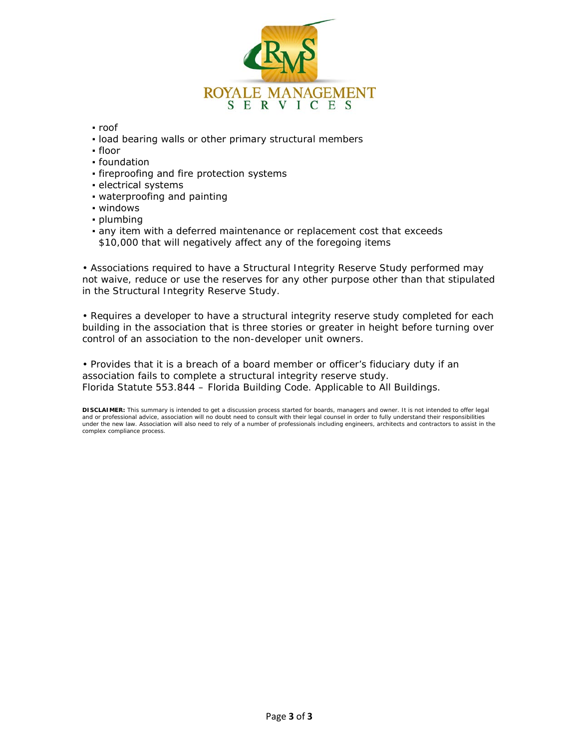ROYALE MANAGEMENT SERVICES

- roof
- load bearing walls or other primary structural members
- floor
- foundation
- fireproofing and fire protection systems
- electrical systems
- waterproofing and painting
- windows
- plumbing
- any item with a deferred maintenance or replacement cost that exceeds $10,000 that will negatively affect any of the foregoing items

• Associations required to have a Structural Integrity Reserve Study performed may not waive, reduce or use the reserves for any other purpose other than that stipulated in the Structural Integrity Reserve Study.

• Requires a developer to have a structural integrity reserve study completed for each building in the association that is three stories or greater in height before turning over control of an association to the non-developer unit owners.

• Provides that it is a breach of a board member or officer's fiduciary duty if an association fails to complete a structural integrity reserve study.
Florida Statute 553.844 – Florida Building Code. Applicable to All Buildings.

**DISCLAIMER:** This summary is intended to get a discussion process started for boards, managers and owner. It is not intended to offer legal and or professional advice, association will no doubt need to consult with their legal counsel in order to fully understand their responsibilities under the new law. Association will also need to rely of a number of professionals including engineers, architects and contractors to assist in the complex compliance process.